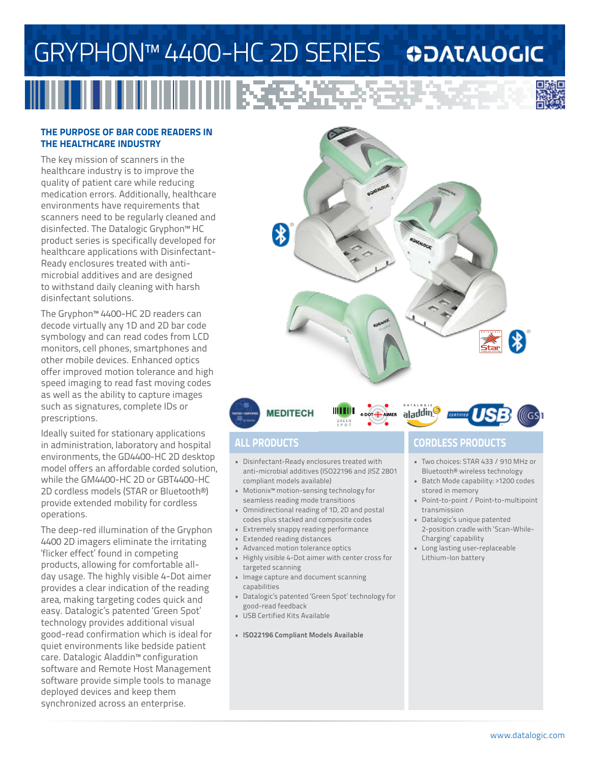# GRYPHON™ 4400-HC 2D SERIES

DATALOGIC

## THE PURPOSE OF BAR CODE READERS IN THE HEALTHCARE INDUSTRY

The key mission of scanners in the healthcare industry is to improve the quality of patient care while reducing medication errors. Additionally, healthcare environments have requirements that scanners need to be regularly cleaned and disinfected. The Datalogic Gryphon™ HC product series is specifically developed for healthcare applications with Disinfectant-Ready enclosures treated with anti-microbial additives and are designed to withstand daily cleaning with harsh disinfectant solutions.

The Gryphon™ 4400-HC 2D readers can decode virtually any 1D and 2D bar code symbology and can read codes from LCD monitors, cell phones, smartphones and other mobile devices. Enhanced optics offer improved motion tolerance and high speed imaging to read fast moving codes as well as the ability to capture images such as signatures, complete IDs or prescriptions.

Ideally suited for stationary applications in administration, laboratory and hospital environments, the GD4400-HC 2D desktop model offers an affordable corded solution, while the GM4400-HC 2D or GBT4400-HC 2D cordless models (STAR or Bluetooth®) provide extended mobility for cordless operations.

The deep-red illumination of the Gryphon 4400 2D imagers eliminate the irritating 'flicker effect' found in competing products, allowing for comfortable all-day usage. The highly visible 4-Dot aimer provides a clear indication of the reading area, making targeting codes quick and easy. Datalogic's patented 'Green Spot' technology provides additional visual good-read confirmation which is ideal for quiet environments like bedside patient care. Datalogic Aladdin™ configuration software and Remote Host Management software provide simple tools to manage deployed devices and keep them synchronized across an enterprise.

## ALL PRODUCTS

- Disinfectant-Ready enclosures treated with anti-microbial additives (ISO22196 and JISZ 2801 compliant models available)
- Motionix™ motion-sensing technology for seamless reading mode transitions
- Omnidirectional reading of 1D, 2D and postal codes plus stacked and composite codes
- Extremely snappy reading performance
- Extended reading distances
- Advanced motion tolerance optics
- Highly visible 4-Dot aimer with center cross for targeted scanning
- Image capture and document scanning capabilities
- Datalogic's patented 'Green Spot' technology for good-read feedback
- USB Certified Kits Available

- **ISO22196 Compliant Models Available**

## CORDLESS PRODUCTS

- Two choices: STAR 433 / 910 MHz or Bluetooth® wireless technology
- Batch Mode capability: >1200 codes stored in memory
- Point-to-point / Point-to-multipoint transmission
- Datalogic's unique patented 2-position cradle with 'Scan-While-Charging' capability
- Long lasting user-replaceable Lithium-Ion battery

www.datalogic.com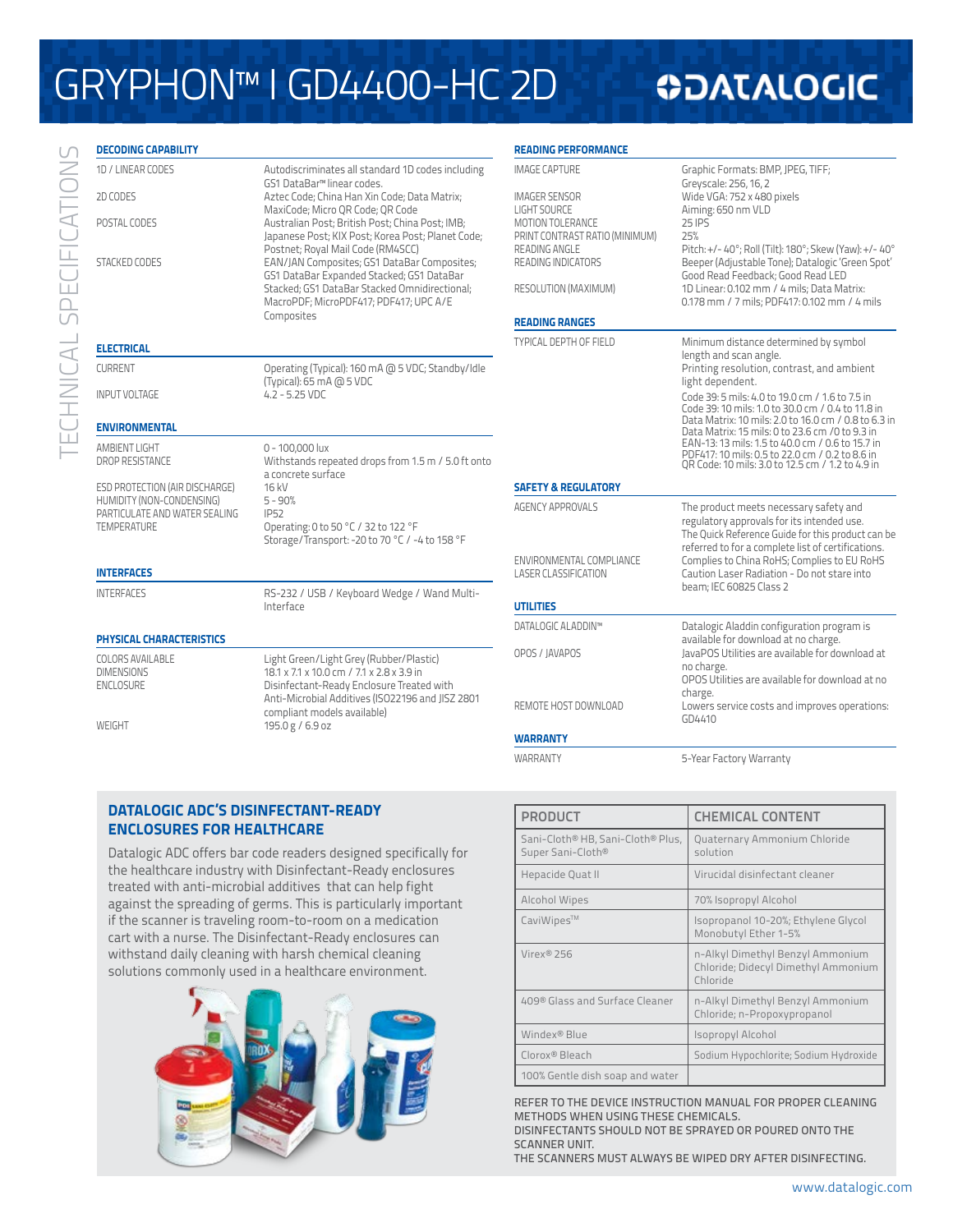# GRYPHON™ I GD4400-HC 2D

DATALOGIC

TECHNICAL SPECIFICATIONS

## DECODING CAPABILITY

| | |
|---|---|
| 1D / LINEAR CODES | Autodiscriminates all standard 1D codes including GS1 DataBar™ linear codes. |
| 2D CODES | Aztec Code; China Han Xin Code; Data Matrix; MaxiCode; Micro QR Code; QR Code |
| POSTAL CODES | Australian Post; British Post; China Post; IMB; Japanese Post; KIX Post; Korea Post; Planet Code; Postnet; Royal Mail Code (RM4SCC) |
| STACKED CODES | EAN/JAN Composites; GS1 DataBar Composites; GS1 DataBar Expanded Stacked; GS1 DataBar Stacked; GS1 DataBar Stacked Omnidirectional; MacroPDF; MicroPDF417; PDF417; UPC A/E Composites |

## ELECTRICAL

| | |
|---|---|
| CURRENT | Operating (Typical): 160 mA @ 5 VDC; Standby/Idle (Typical): 65 mA @ 5 VDC |
| INPUT VOLTAGE | 4.2 - 5.25 VDC |

## ENVIRONMENTAL

| | |
|---|---|
| AMBIENT LIGHT | 0 - 100,000 lux |
| DROP RESISTANCE | Withstands repeated drops from 1.5 m / 5.0 ft onto a concrete surface |
| ESD PROTECTION (AIR DISCHARGE) | 16 kV |
| HUMIDITY (NON-CONDENSING) | 5 - 90% |
| PARTICULATE AND WATER SEALING | IP52 |
| TEMPERATURE | Operating: 0 to 50 °C / 32 to 122 °F<br>Storage/Transport: -20 to 70 °C / -4 to 158 °F |

## INTERFACES

| | |
|---|---|
| INTERFACES | RS-232 / USB / Keyboard Wedge / Wand Multi-Interface |

## PHYSICAL CHARACTERISTICS

| | |
|---|---|
| COLORS AVAILABLE | Light Green/Light Grey (Rubber/Plastic) |
| DIMENSIONS | 18.1 x 7.1 x 10.0 cm / 7.1 x 2.8 x 3.9 in |
| ENCLOSURE | Disinfectant-Ready Enclosure Treated with Anti-Microbial Additives (ISO22196 and JISZ 2801 compliant models available) |
| WEIGHT | 195.0 g / 6.9 oz |

## READING PERFORMANCE

| | |
|---|---|
| IMAGE CAPTURE | Graphic Formats: BMP, JPEG, TIFF; Greyscale: 256, 16, 2 |
| IMAGER SENSOR | Wide VGA: 752 x 480 pixels |
| LIGHT SOURCE | Aiming: 650 nm VLD |
| MOTION TOLERANCE | 25 IPS |
| PRINT CONTRAST RATIO (MINIMUM) | 25% |
| READING ANGLE | Pitch: +/- 40°; Roll (Tilt): 180°; Skew (Yaw): +/- 40° |
| READING INDICATORS | Beeper (Adjustable Tone); Datalogic 'Green Spot' Good Read Feedback; Good Read LED |
| RESOLUTION (MAXIMUM) | 1D Linear: 0.102 mm / 4 mils; Data Matrix: 0.178 mm / 7 mils; PDF417: 0.102 mm / 4 mils |

## READING RANGES

| | |
|---|---|
| TYPICAL DEPTH OF FIELD | Minimum distance determined by symbol length and scan angle.<br>Printing resolution, contrast, and ambient light dependent.<br>Code 39: 5 mils: 4.0 to 19.0 cm / 1.6 to 7.5 in<br>Code 39: 10 mils: 1.0 to 30.0 cm / 0.4 to 11.8 in<br>Data Matrix: 10 mils: 2.0 to 16.0 cm / 0.8 to 6.3 in<br>Data Matrix: 15 mils: 0 to 23.6 cm /0 to 9.3 in<br>EAN-13: 13 mils: 1.5 to 40.0 cm / 0.6 to 15.7 in<br>PDF417: 10 mils: 0.5 to 22.0 cm / 0.2 to 8.6 in<br>QR Code: 10 mils: 3.0 to 12.5 cm / 1.2 to 4.9 in |

## SAFETY & REGULATORY

| | |
|---|---|
| AGENCY APPROVALS | The product meets necessary safety and regulatory approvals for its intended use.<br>The Quick Reference Guide for this product can be referred to for a complete list of certifications. |
| ENVIRONMENTAL COMPLIANCE | Complies to China RoHS; Complies to EU RoHS |
| LASER CLASSIFICATION | Caution Laser Radiation - Do not stare into beam; IEC 60825 Class 2 |

## UTILITIES

| | |
|---|---|
| DATALOGIC ALADDIN™ | Datalogic Aladdin configuration program is available for download at no charge. |
| OPOS / JAVAPOS | JavaPOS Utilities are available for download at no charge.<br>OPOS Utilities are available for download at no charge. |
| REMOTE HOST DOWNLOAD | Lowers service costs and improves operations: GD4410 |

## WARRANTY

| | |
|---|---|
| WARRANTY | 5-Year Factory Warranty |

## DATALOGIC ADC'S DISINFECTANT-READY ENCLOSURES FOR HEALTHCARE

Datalogic ADC offers bar code readers designed specifically for the healthcare industry with Disinfectant-Ready enclosures treated with anti-microbial additives that can help fight against the spreading of germs. This is particularly important if the scanner is traveling room-to-room on a medication cart with a nurse. The Disinfectant-Ready enclosures can withstand daily cleaning with harsh chemical cleaning solutions commonly used in a healthcare environment.

| PRODUCT | CHEMICAL CONTENT |
|---|---|
| Sani-Cloth® HB, Sani-Cloth® Plus, Super Sani-Cloth® | Quaternary Ammonium Chloride solution |
| Hepacide Quat II | Virucidal disinfectant cleaner |
| Alcohol Wipes | 70% Isopropyl Alcohol |
| CaviWipes™ | Isopropanol 10-20%; Ethylene Glycol Monobutyl Ether 1-5% |
| Virex® 256 | n-Alkyl Dimethyl Benzyl Ammonium Chloride; Didecyl Dimethyl Ammonium Chloride |
| 409® Glass and Surface Cleaner | n-Alkyl Dimethyl Benzyl Ammonium Chloride; n-Propoxypropanol |
| Windex® Blue | Isopropyl Alcohol |
| Clorox® Bleach | Sodium Hypochlorite; Sodium Hydroxide |
| 100% Gentle dish soap and water | |

REFER TO THE DEVICE INSTRUCTION MANUAL FOR PROPER CLEANING METHODS WHEN USING THESE CHEMICALS.
DISINFECTANTS SHOULD NOT BE SPRAYED OR POURED ONTO THE SCANNER UNIT.
THE SCANNERS MUST ALWAYS BE WIPED DRY AFTER DISINFECTING.

www.datalogic.com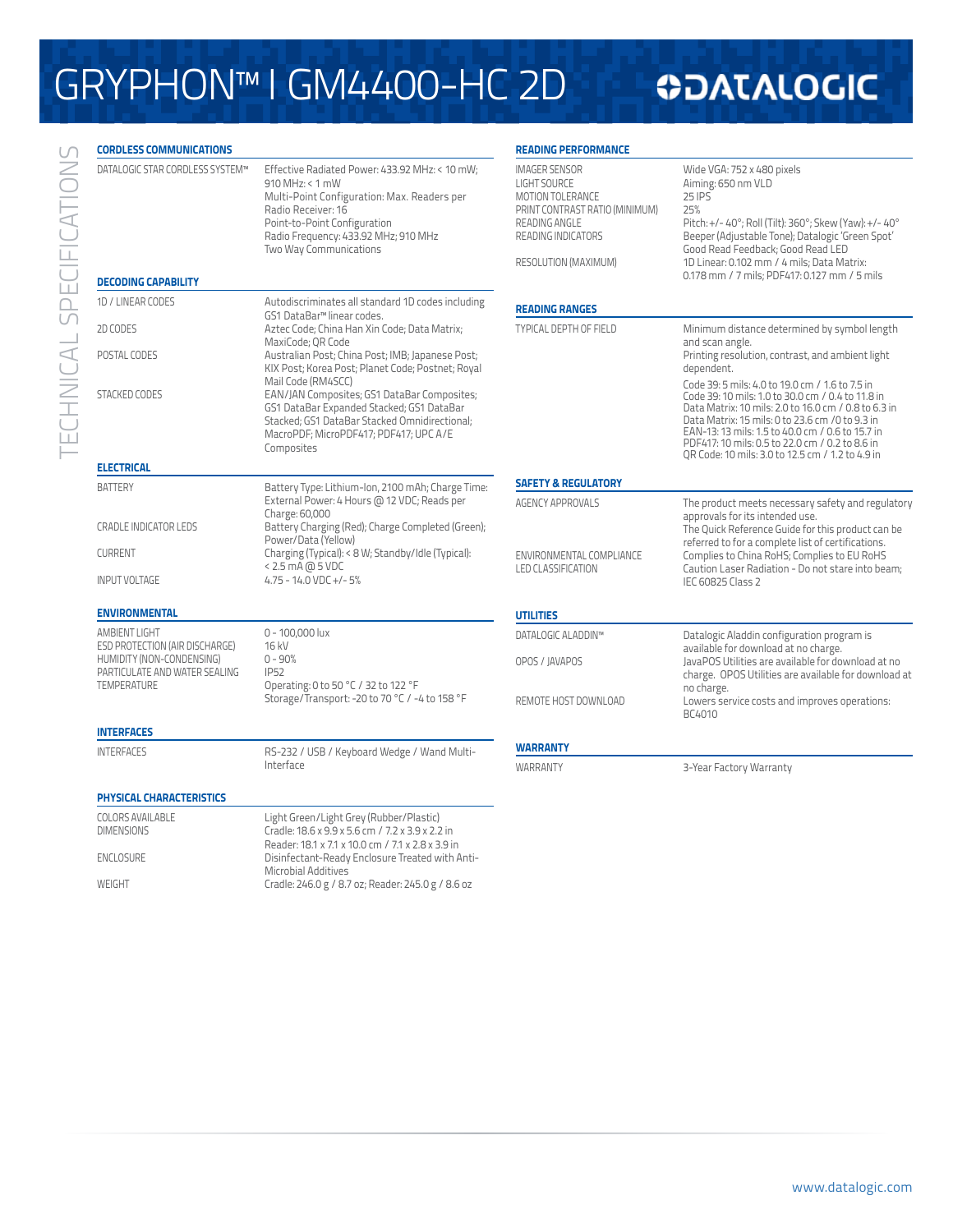# GRYPHON™ | GM4400-HC 2D

DATALOGIC

TECHNICAL SPECIFICATIONS

## CORDLESS COMMUNICATIONS

| | |
|---|---|
| DATALOGIC STAR CORDLESS SYSTEM™ | Effective Radiated Power: 433.92 MHz: < 10 mW; 910 MHz: < 1 mW<br>Multi-Point Configuration: Max. Readers per Radio Receiver: 16<br>Point-to-Point Configuration<br>Radio Frequency: 433.92 MHz; 910 MHz<br>Two Way Communications |

## DECODING CAPABILITY

| | |
|---|---|
| 1D / LINEAR CODES | Autodiscriminates all standard 1D codes including GS1 DataBar™ linear codes. |
| 2D CODES | Aztec Code; China Han Xin Code; Data Matrix; MaxiCode; QR Code |
| POSTAL CODES | Australian Post; China Post; IMB; Japanese Post; KIX Post; Korea Post; Planet Code; Postnet; Royal Mail Code (RM4SCC) |
| STACKED CODES | EAN/JAN Composites; GS1 DataBar Composites; GS1 DataBar Expanded Stacked; GS1 DataBar Stacked; GS1 DataBar Stacked Omnidirectional; MacroPDF; MicroPDF417; PDF417; UPC A/E Composites |

## ELECTRICAL

| | |
|---|---|
| BATTERY | Battery Type: Lithium-Ion, 2100 mAh; Charge Time: External Power: 4 Hours @ 12 VDC; Reads per Charge: 60,000 |
| CRADLE INDICATOR LEDS | Battery Charging (Red); Charge Completed (Green); Power/Data (Yellow) |
| CURRENT | Charging (Typical): < 8 W; Standby/Idle (Typical): < 2.5 mA @ 5 VDC |
| INPUT VOLTAGE | 4.75 - 14.0 VDC +/- 5% |

## ENVIRONMENTAL

| | |
|---|---|
| AMBIENT LIGHT | 0 - 100,000 lux |
| ESD PROTECTION (AIR DISCHARGE) | 16 kV |
| HUMIDITY (NON-CONDENSING) | 0 - 90% |
| PARTICULATE AND WATER SEALING | IP52 |
| TEMPERATURE | Operating: 0 to 50 °C / 32 to 122 °F<br>Storage/Transport: -20 to 70 °C / -4 to 158 °F |

## INTERFACES

| | |
|---|---|
| INTERFACES | RS-232 / USB / Keyboard Wedge / Wand Multi-Interface |

## PHYSICAL CHARACTERISTICS

| | |
|---|---|
| COLORS AVAILABLE | Light Green/Light Grey (Rubber/Plastic) |
| DIMENSIONS | Cradle: 18.6 x 9.9 x 5.6 cm / 7.2 x 3.9 x 2.2 in<br>Reader: 18.1 x 7.1 x 10.0 cm / 7.1 x 2.8 x 3.9 in |
| ENCLOSURE | Disinfectant-Ready Enclosure Treated with Anti-Microbial Additives |
| WEIGHT | Cradle: 246.0 g / 8.7 oz; Reader: 245.0 g / 8.6 oz |

## READING PERFORMANCE

| | |
|---|---|
| IMAGER SENSOR | Wide VGA: 752 x 480 pixels |
| LIGHT SOURCE | Aiming: 650 nm VLD |
| MOTION TOLERANCE | 25 IPS |
| PRINT CONTRAST RATIO (MINIMUM) | 25% |
| READING ANGLE | Pitch: +/- 40°; Roll (Tilt): 360°; Skew (Yaw): +/- 40° |
| READING INDICATORS | Beeper (Adjustable Tone); Datalogic 'Green Spot' Good Read Feedback; Good Read LED |
| RESOLUTION (MAXIMUM) | 1D Linear: 0.102 mm / 4 mils; Data Matrix: 0.178 mm / 7 mils; PDF417: 0.127 mm / 5 mils |

## READING RANGES

| | |
|---|---|
| TYPICAL DEPTH OF FIELD | Minimum distance determined by symbol length and scan angle.<br>Printing resolution, contrast, and ambient light dependent.<br>Code 39: 5 mils: 4.0 to 19.0 cm / 1.6 to 7.5 in<br>Code 39: 10 mils: 1.0 to 30.0 cm / 0.4 to 11.8 in<br>Data Matrix: 10 mils: 2.0 to 16.0 cm / 0.8 to 6.3 in<br>Data Matrix: 15 mils: 0 to 23.6 cm /0 to 9.3 in<br>EAN-13: 13 mils: 1.5 to 40.0 cm / 0.6 to 15.7 in<br>PDF417: 10 mils: 0.5 to 22.0 cm / 0.2 to 8.6 in<br>QR Code: 10 mils: 3.0 to 12.5 cm / 1.2 to 4.9 in |

## SAFETY & REGULATORY

| | |
|---|---|
| AGENCY APPROVALS | The product meets necessary safety and regulatory approvals for its intended use.<br>The Quick Reference Guide for this product can be referred to for a complete list of certifications. |
| ENVIRONMENTAL COMPLIANCE | Complies to China RoHS; Complies to EU RoHS |
| LED CLASSIFICATION | Caution Laser Radiation - Do not stare into beam; IEC 60825 Class 2 |

## UTILITIES

| | |
|---|---|
| DATALOGIC ALADDIN™ | Datalogic Aladdin configuration program is available for download at no charge. |
| OPOS / JAVAPOS | JavaPOS Utilities are available for download at no charge. OPOS Utilities are available for download at no charge. |
| REMOTE HOST DOWNLOAD | Lowers service costs and improves operations: BC4010 |

## WARRANTY

| | |
|---|---|
| WARRANTY | 3-Year Factory Warranty |

www.datalogic.com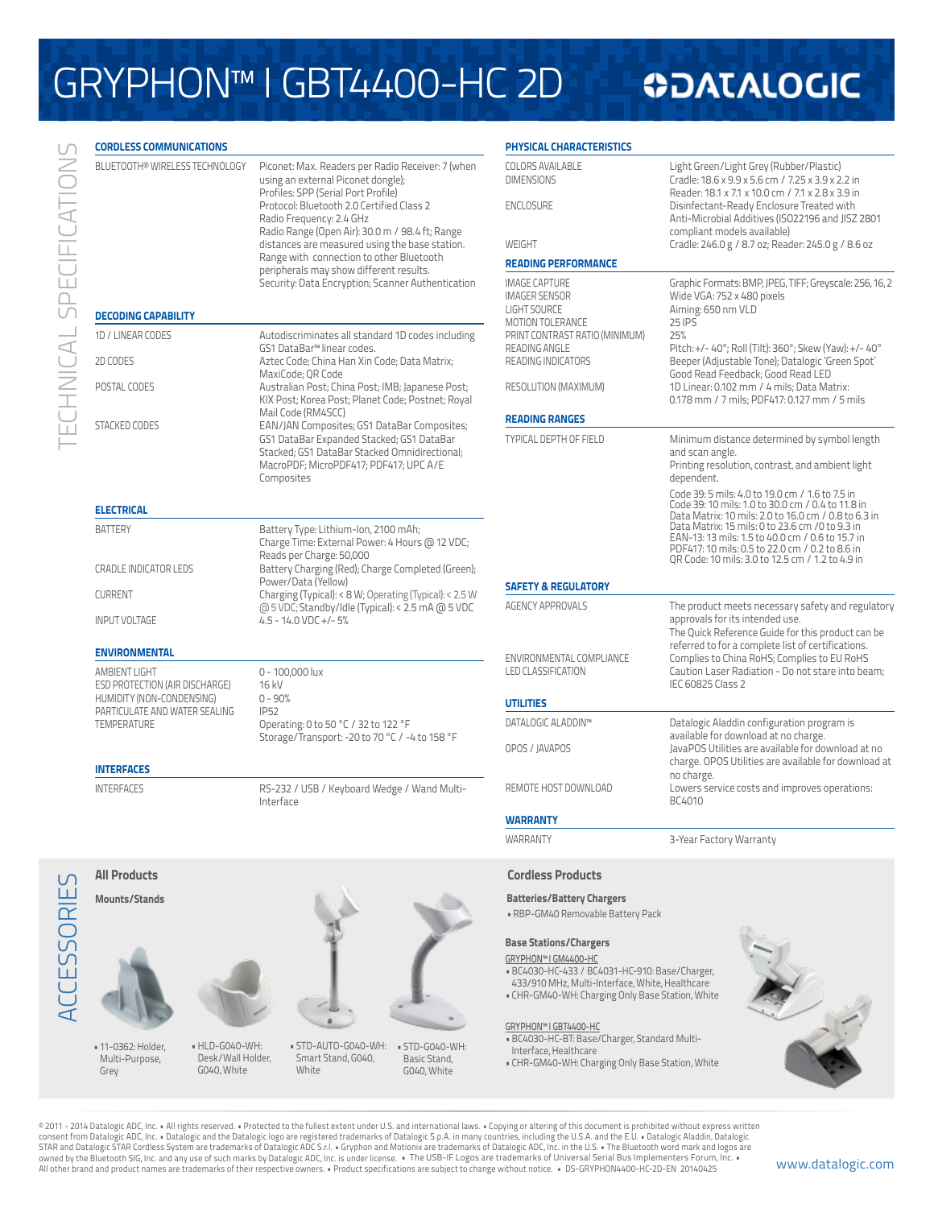# GRYPHON™ I GBT4400-HC 2D

DATALOGIC

TECHNICAL SPECIFICATIONS

### CORDLESS COMMUNICATIONS

| | |
|---|---|
| BLUETOOTH® WIRELESS TECHNOLOGY | Piconet: Max. Readers per Radio Receiver: 7 (when using an external Piconet dongle); Profiles: SPP (Serial Port Profile) Protocol: Bluetooth 2.0 Certified Class 2 Radio Frequency: 2.4 GHz Radio Range (Open Air): 30.0 m / 98.4 ft; Range distances are measured using the base station. Range with connection to other Bluetooth peripherals may show different results. Security: Data Encryption; Scanner Authentication |

### DECODING CAPABILITY

| | |
|---|---|
| 1D / LINEAR CODES | Autodiscriminates all standard 1D codes including GS1 DataBar™ linear codes. |
| 2D CODES | Aztec Code; China Han Xin Code; Data Matrix; MaxiCode; QR Code |
| POSTAL CODES | Australian Post; China Post; IMB; Japanese Post; KIX Post; Korea Post; Planet Code; Postnet; Royal Mail Code (RM4SCC) |
| STACKED CODES | EAN/JAN Composites; GS1 DataBar Composites; GS1 DataBar Expanded Stacked; GS1 DataBar Stacked; GS1 DataBar Stacked Omnidirectional; MacroPDF; MicroPDF417; PDF417; UPC A/E Composites |

### ELECTRICAL

| | |
|---|---|
| BATTERY | Battery Type: Lithium-Ion, 2100 mAh; Charge Time: External Power: 4 Hours @ 12 VDC; Reads per Charge: 50,000 |
| CRADLE INDICATOR LEDS | Battery Charging (Red); Charge Completed (Green); Power/Data (Yellow) |
| CURRENT | Charging (Typical): < 8 W; Operating (Typical): < 2.5 W @ 5 VDC; Standby/Idle (Typical): < 2.5 mA @ 5 VDC |
| INPUT VOLTAGE | 4.5 - 14.0 VDC +/- 5% |

### ENVIRONMENTAL

| | |
|---|---|
| AMBIENT LIGHT | 0 - 100,000 lux |
| ESD PROTECTION (AIR DISCHARGE) | 16 kV |
| HUMIDITY (NON-CONDENSING) | 0 - 90% |
| PARTICULATE AND WATER SEALING | IP52 |
| TEMPERATURE | Operating: 0 to 50 °C / 32 to 122 °F Storage/Transport: -20 to 70 °C / -4 to 158 °F |

### INTERFACES

| | |
|---|---|
| INTERFACES | RS-232 / USB / Keyboard Wedge / Wand Multi-Interface |

### PHYSICAL CHARACTERISTICS

| | |
|---|---|
| COLORS AVAILABLE | Light Green/Light Grey (Rubber/Plastic) |
| DIMENSIONS | Cradle: 18.6 x 9.9 x 5.6 cm / 7.25 x 3.9 x 2.2 in Reader: 18.1 x 7.1 x 10.0 cm / 7.1 x 2.8 x 3.9 in |
| ENCLOSURE | Disinfectant-Ready Enclosure Treated with Anti-Microbial Additives (ISO22196 and JISZ 2801 compliant models available) |
| WEIGHT | Cradle: 246.0 g / 8.7 oz; Reader: 245.0 g / 8.6 oz |

### READING PERFORMANCE

| | |
|---|---|
| IMAGE CAPTURE | Graphic Formats: BMP, JPEG, TIFF; Greyscale: 256, 16, 2 |
| IMAGER SENSOR | Wide VGA: 752 x 480 pixels |
| LIGHT SOURCE | Aiming: 650 nm VLD |
| MOTION TOLERANCE | 25 IPS |
| PRINT CONTRAST RATIO (MINIMUM) | 25% |
| READING ANGLE | Pitch: +/- 40°; Roll (Tilt): 360°; Skew (Yaw): +/- 40° |
| READING INDICATORS | Beeper (Adjustable Tone); Datalogic 'Green Spot' Good Read Feedback; Good Read LED |
| RESOLUTION (MAXIMUM) | 1D Linear: 0.102 mm / 4 mils; Data Matrix: 0.178 mm / 7 mils; PDF417: 0.127 mm / 5 mils |

### READING RANGES

| | |
|---|---|
| TYPICAL DEPTH OF FIELD | Minimum distance determined by symbol length and scan angle. Printing resolution, contrast, and ambient light dependent. Code 39: 5 mils: 4.0 to 19.0 cm / 1.6 to 7.5 in Code 39: 10 mils: 1.0 to 30.0 cm / 0.4 to 11.8 in Data Matrix: 10 mils: 2.0 to 16.0 cm / 0.8 to 6.3 in Data Matrix: 15 mils: 0 to 23.6 cm /0 to 9.3 in EAN-13: 13 mils: 1.5 to 40.0 cm / 0.6 to 15.7 in PDF417: 10 mils: 0.5 to 22.0 cm / 0.2 to 8.6 in QR Code: 10 mils: 3.0 to 12.5 cm / 1.2 to 4.9 in |

### SAFETY & REGULATORY

| | |
|---|---|
| AGENCY APPROVALS | The product meets necessary safety and regulatory approvals for its intended use. The Quick Reference Guide for this product can be referred to for a complete list of certifications. |
| ENVIRONMENTAL COMPLIANCE | Complies to China RoHS; Complies to EU RoHS |
| LED CLASSIFICATION | Caution Laser Radiation - Do not stare into beam; IEC 60825 Class 2 |

### UTILITIES

| | |
|---|---|
| DATALOGIC ALADDIN™ | Datalogic Aladdin configuration program is available for download at no charge. |
| OPOS / JAVAPOS | JavaPOS Utilities are available for download at no charge. OPOS Utilities are available for download at no charge. |
| REMOTE HOST DOWNLOAD | Lowers service costs and improves operations: BC4010 |

### WARRANTY

| | |
|---|---|
| WARRANTY | 3-Year Factory Warranty |

ACCESSORIES

## All Products

### Mounts/Stands

- 11-0362: Holder, Multi-Purpose, Grey
- HLD-G040-WH: Desk/Wall Holder, G040, White
- STD-AUTO-G040-WH: Smart Stand, G040, White
- STD-G040-WH: Basic Stand, G040, White

## Cordless Products

### Batteries/Battery Chargers

- RBP-GM40 Removable Battery Pack

### Base Stations/Chargers

GRYPHON™ I GM4400-HC
- BC4030-HC-433 / BC4031-HC-910: Base/Charger, 433/910 MHz, Multi-Interface, White, Healthcare
- CHR-GM40-WH: Charging Only Base Station, White

GRYPHON™ I GBT4400-HC
- BC4030-HC-BT: Base/Charger, Standard Multi-Interface, Healthcare
- CHR-GM40-WH: Charging Only Base Station, White

© 2011 - 2014 Datalogic ADC, Inc. • All rights reserved. • Protected to the fullest extent under U.S. and international laws. • Copying or altering of this document is prohibited without express written consent from Datalogic ADC, Inc. • Datalogic and the Datalogic logo are registered trademarks of Datalogic S.p.A. in many countries, including the U.S.A. and the E.U. • Datalogic Aladdin, Datalogic STAR and Datalogic STAR Cordless System are trademarks of Datalogic ADC S.r.l. • Gryphon and Motionix are trademarks of Datalogic ADC, Inc. in the U.S. • The Bluetooth word mark and logos are owned by the Bluetooth SIG, Inc. and any use of such marks by Datalogic ADC, Inc. is under license. • The USB-IF Logos are trademarks of Universal Serial Bus Implementers Forum, Inc. • All other brand and product names are trademarks of their respective owners. • Product specifications are subject to change without notice. • DS-GRYPHON4400-HC-2D-EN 20140425

www.datalogic.com